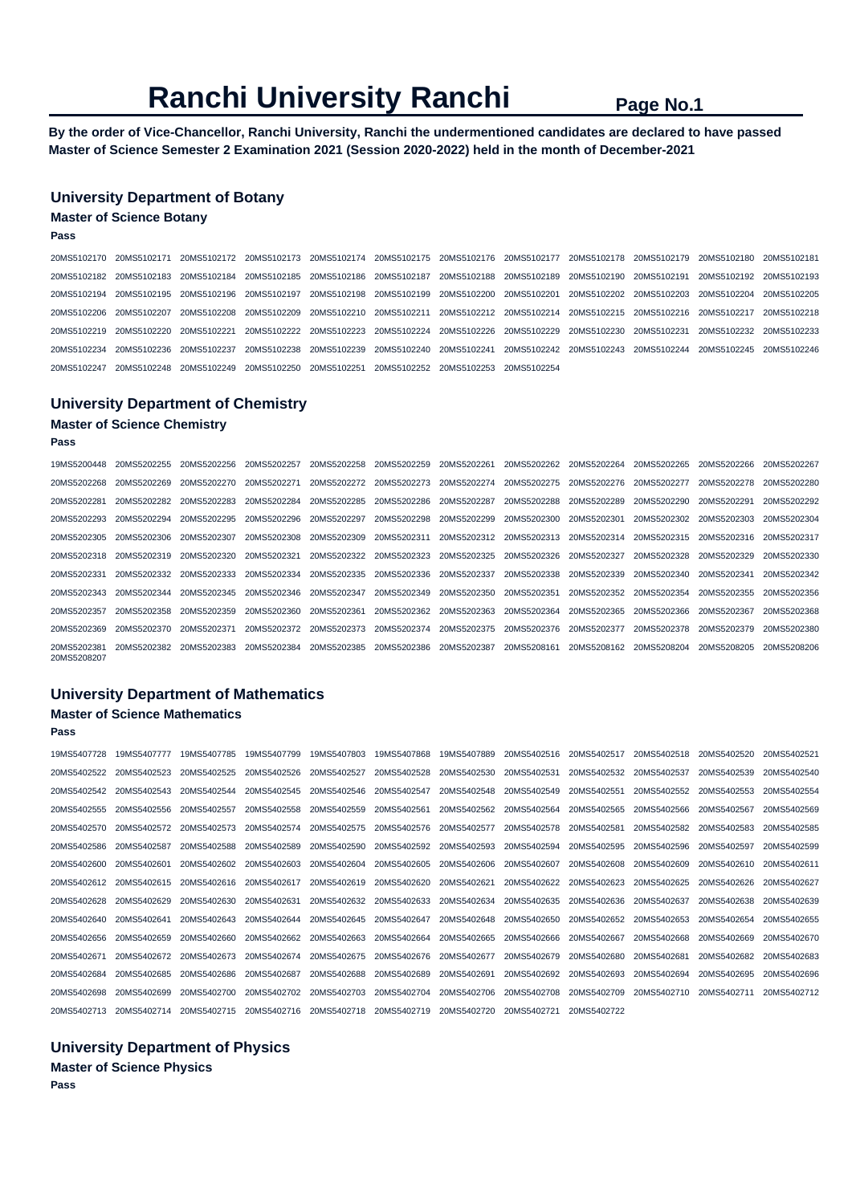# Ranchi University Ranchi

**By the order of Vice-Chancellor, Ranchi University, Ranchi the undermentioned candidates are declared to have passed Master of Science Semester 2 Examination 2021 (Session 2020-2022) held in the month of December-2021**

## University Department of Botany

### Master of Science Botany

**Pass**

20MS5102170 20MS5102171 20MS5102172 20MS5102173 20MS5102174 20MS5102175 20MS5102176 20MS5102177 20MS5102178 20MS5102179 20MS5102180 20MS5102181
20MS5102182 20MS5102183 20MS5102184 20MS5102185 20MS5102186 20MS5102187 20MS5102188 20MS5102189 20MS5102190 20MS5102191 20MS5102192 20MS5102193
20MS5102194 20MS5102195 20MS5102196 20MS5102197 20MS5102198 20MS5102199 20MS5102200 20MS5102201 20MS5102202 20MS5102203 20MS5102204 20MS5102205
20MS5102206 20MS5102207 20MS5102208 20MS5102209 20MS5102210 20MS5102211 20MS5102212 20MS5102214 20MS5102215 20MS5102216 20MS5102217 20MS5102218
20MS5102219 20MS5102220 20MS5102221 20MS5102222 20MS5102223 20MS5102224 20MS5102226 20MS5102229 20MS5102230 20MS5102231 20MS5102232 20MS5102233
20MS5102234 20MS5102236 20MS5102237 20MS5102238 20MS5102239 20MS5102240 20MS5102241 20MS5102242 20MS5102243 20MS5102244 20MS5102245 20MS5102246
20MS5102247 20MS5102248 20MS5102249 20MS5102250 20MS5102251 20MS5102252 20MS5102253 20MS5102254

## University Department of Chemistry

### Master of Science Chemistry

**Pass**

19MS5200448 20MS5202255 20MS5202256 20MS5202257 20MS5202258 20MS5202259 20MS5202261 20MS5202262 20MS5202264 20MS5202265 20MS5202266 20MS5202267
20MS5202268 20MS5202269 20MS5202270 20MS5202271 20MS5202272 20MS5202273 20MS5202274 20MS5202275 20MS5202276 20MS5202277 20MS5202278 20MS5202280
20MS5202281 20MS5202282 20MS5202283 20MS5202284 20MS5202285 20MS5202286 20MS5202287 20MS5202288 20MS5202289 20MS5202290 20MS5202291 20MS5202292
20MS5202293 20MS5202294 20MS5202295 20MS5202296 20MS5202297 20MS5202298 20MS5202299 20MS5202300 20MS5202301 20MS5202302 20MS5202303 20MS5202304
20MS5202305 20MS5202306 20MS5202307 20MS5202308 20MS5202309 20MS5202311 20MS5202312 20MS5202313 20MS5202314 20MS5202315 20MS5202316 20MS5202317
20MS5202318 20MS5202319 20MS5202320 20MS5202321 20MS5202322 20MS5202323 20MS5202325 20MS5202326 20MS5202327 20MS5202328 20MS5202329 20MS5202330
20MS5202331 20MS5202332 20MS5202333 20MS5202334 20MS5202335 20MS5202336 20MS5202337 20MS5202338 20MS5202339 20MS5202340 20MS5202341 20MS5202342
20MS5202343 20MS5202344 20MS5202345 20MS5202346 20MS5202347 20MS5202349 20MS5202350 20MS5202351 20MS5202352 20MS5202354 20MS5202355 20MS5202356
20MS5202357 20MS5202358 20MS5202359 20MS5202360 20MS5202361 20MS5202362 20MS5202363 20MS5202364 20MS5202365 20MS5202366 20MS5202367 20MS5202368
20MS5202369 20MS5202370 20MS5202371 20MS5202372 20MS5202373 20MS5202374 20MS5202375 20MS5202376 20MS5202377 20MS5202378 20MS5202379 20MS5202380
20MS5202381 20MS5202382 20MS5202383 20MS5202384 20MS5202385 20MS5202386 20MS5202387 20MS5208161 20MS5208162 20MS5208204 20MS5208205 20MS5208206
20MS5208207

## University Department of Mathematics

### Master of Science Mathematics

**Pass**

19MS5407728 19MS5407777 19MS5407785 19MS5407799 19MS5407803 19MS5407868 19MS5407889 20MS5402516 20MS5402517 20MS5402518 20MS5402520 20MS5402521
20MS5402522 20MS5402523 20MS5402525 20MS5402526 20MS5402527 20MS5402528 20MS5402530 20MS5402531 20MS5402532 20MS5402537 20MS5402539 20MS5402540
20MS5402542 20MS5402543 20MS5402544 20MS5402545 20MS5402546 20MS5402547 20MS5402548 20MS5402549 20MS5402551 20MS5402552 20MS5402553 20MS5402554
20MS5402555 20MS5402556 20MS5402557 20MS5402558 20MS5402559 20MS5402561 20MS5402562 20MS5402564 20MS5402565 20MS5402566 20MS5402567 20MS5402569
20MS5402570 20MS5402572 20MS5402573 20MS5402574 20MS5402575 20MS5402576 20MS5402577 20MS5402578 20MS5402581 20MS5402582 20MS5402583 20MS5402585
20MS5402586 20MS5402587 20MS5402588 20MS5402589 20MS5402590 20MS5402592 20MS5402593 20MS5402594 20MS5402595 20MS5402596 20MS5402597 20MS5402599
20MS5402600 20MS5402601 20MS5402602 20MS5402603 20MS5402604 20MS5402605 20MS5402606 20MS5402607 20MS5402608 20MS5402609 20MS5402610 20MS5402611
20MS5402612 20MS5402615 20MS5402616 20MS5402617 20MS5402619 20MS5402620 20MS5402621 20MS5402622 20MS5402623 20MS5402625 20MS5402626 20MS5402627
20MS5402628 20MS5402629 20MS5402630 20MS5402631 20MS5402632 20MS5402633 20MS5402634 20MS5402635 20MS5402636 20MS5402637 20MS5402638 20MS5402639
20MS5402640 20MS5402641 20MS5402643 20MS5402644 20MS5402645 20MS5402647 20MS5402648 20MS5402650 20MS5402652 20MS5402653 20MS5402654 20MS5402655
20MS5402656 20MS5402659 20MS5402660 20MS5402662 20MS5402663 20MS5402664 20MS5402665 20MS5402666 20MS5402667 20MS5402668 20MS5402669 20MS5402670
20MS5402671 20MS5402672 20MS5402673 20MS5402674 20MS5402675 20MS5402676 20MS5402677 20MS5402679 20MS5402680 20MS5402681 20MS5402682 20MS5402683
20MS5402684 20MS5402685 20MS5402686 20MS5402687 20MS5402688 20MS5402689 20MS5402691 20MS5402692 20MS5402693 20MS5402694 20MS5402695 20MS5402696
20MS5402698 20MS5402699 20MS5402700 20MS5402702 20MS5402703 20MS5402704 20MS5402706 20MS5402708 20MS5402709 20MS5402710 20MS5402711 20MS5402712
20MS5402713 20MS5402714 20MS5402715 20MS5402716 20MS5402718 20MS5402719 20MS5402720 20MS5402721 20MS5402722

## University Department of Physics

### Master of Science Physics

**Pass**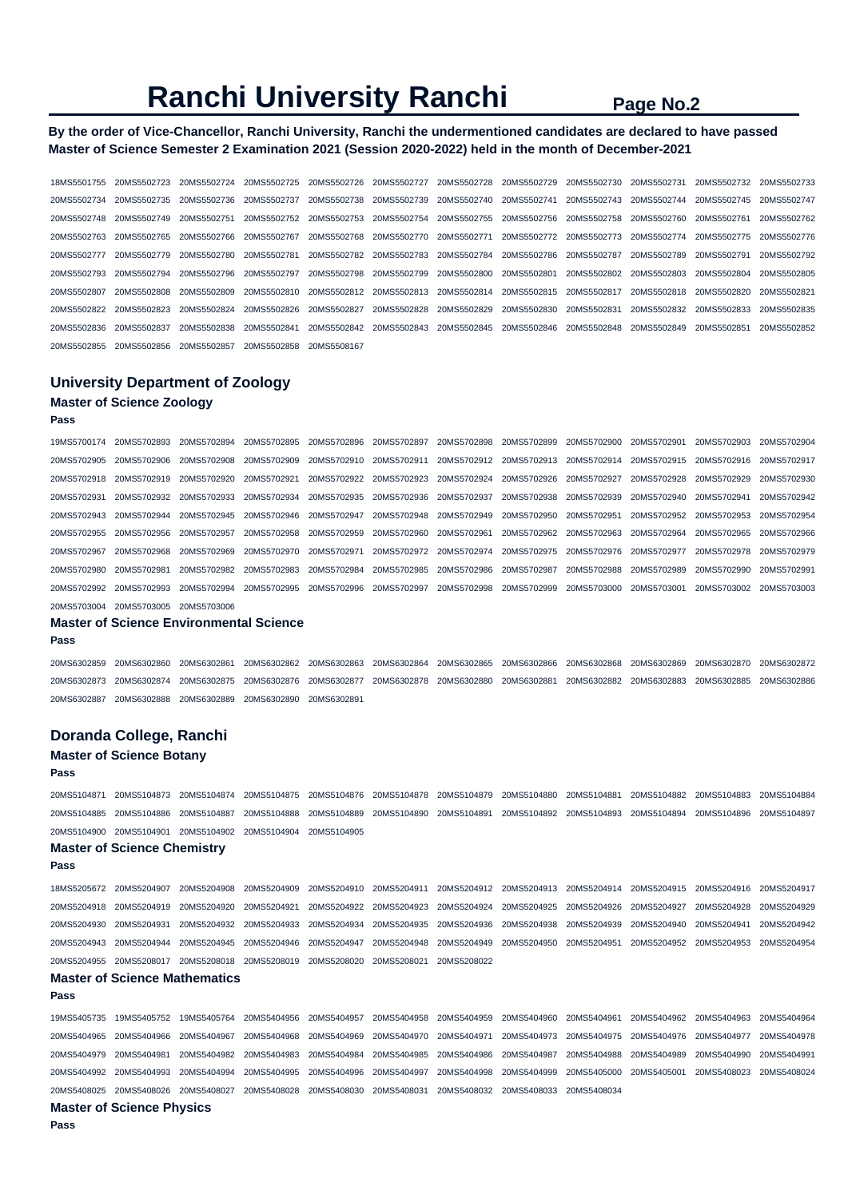# Ranchi University Ranchi

**By the order of Vice-Chancellor, Ranchi University, Ranchi the undermentioned candidates are declared to have passed Master of Science Semester 2 Examination 2021 (Session 2020-2022) held in the month of December-2021**

18MS5501755 20MS5502723 20MS5502724 20MS5502725 20MS5502726 20MS5502727 20MS5502728 20MS5502729 20MS5502730 20MS5502731 20MS5502732 20MS5502733
20MS5502734 20MS5502735 20MS5502736 20MS5502737 20MS5502738 20MS5502739 20MS5502740 20MS5502741 20MS5502743 20MS5502744 20MS5502745 20MS5502747
20MS5502748 20MS5502749 20MS5502751 20MS5502752 20MS5502753 20MS5502754 20MS5502755 20MS5502756 20MS5502758 20MS5502760 20MS5502761 20MS5502762
20MS5502763 20MS5502765 20MS5502766 20MS5502767 20MS5502768 20MS5502770 20MS5502771 20MS5502772 20MS5502773 20MS5502774 20MS5502775 20MS5502776
20MS5502777 20MS5502779 20MS5502780 20MS5502781 20MS5502782 20MS5502783 20MS5502784 20MS5502786 20MS5502787 20MS5502789 20MS5502791 20MS5502792
20MS5502793 20MS5502794 20MS5502796 20MS5502797 20MS5502798 20MS5502799 20MS5502800 20MS5502801 20MS5502802 20MS5502803 20MS5502804 20MS5502805
20MS5502807 20MS5502808 20MS5502809 20MS5502810 20MS5502812 20MS5502813 20MS5502814 20MS5502815 20MS5502817 20MS5502818 20MS5502820 20MS5502821
20MS5502822 20MS5502823 20MS5502824 20MS5502826 20MS5502827 20MS5502828 20MS5502829 20MS5502830 20MS5502831 20MS5502832 20MS5502833 20MS5502835
20MS5502836 20MS5502837 20MS5502838 20MS5502841 20MS5502842 20MS5502843 20MS5502845 20MS5502846 20MS5502848 20MS5502849 20MS5502851 20MS5502852
20MS5502855 20MS5502856 20MS5502857 20MS5502858 20MS5508167

## University Department of Zoology

### Master of Science Zoology

**Pass**

19MS5700174 20MS5702893 20MS5702894 20MS5702895 20MS5702896 20MS5702897 20MS5702898 20MS5702899 20MS5702900 20MS5702901 20MS5702903 20MS5702904
20MS5702905 20MS5702906 20MS5702908 20MS5702909 20MS5702910 20MS5702911 20MS5702912 20MS5702913 20MS5702914 20MS5702915 20MS5702916 20MS5702917
20MS5702918 20MS5702919 20MS5702920 20MS5702921 20MS5702922 20MS5702923 20MS5702924 20MS5702926 20MS5702927 20MS5702928 20MS5702929 20MS5702930
20MS5702931 20MS5702932 20MS5702933 20MS5702934 20MS5702935 20MS5702936 20MS5702937 20MS5702938 20MS5702939 20MS5702940 20MS5702941 20MS5702942
20MS5702943 20MS5702944 20MS5702945 20MS5702946 20MS5702947 20MS5702948 20MS5702949 20MS5702950 20MS5702951 20MS5702952 20MS5702953 20MS5702954
20MS5702955 20MS5702956 20MS5702957 20MS5702958 20MS5702959 20MS5702960 20MS5702961 20MS5702962 20MS5702963 20MS5702964 20MS5702965 20MS5702966
20MS5702967 20MS5702968 20MS5702969 20MS5702970 20MS5702971 20MS5702972 20MS5702974 20MS5702975 20MS5702976 20MS5702977 20MS5702978 20MS5702979
20MS5702980 20MS5702981 20MS5702982 20MS5702983 20MS5702984 20MS5702985 20MS5702986 20MS5702987 20MS5702988 20MS5702989 20MS5702990 20MS5702991
20MS5702992 20MS5702993 20MS5702994 20MS5702995 20MS5702996 20MS5702997 20MS5702998 20MS5702999 20MS5703000 20MS5703001 20MS5703002 20MS5703003
20MS5703004 20MS5703005 20MS5703006

### Master of Science Environmental Science

**Pass**

20MS6302859 20MS6302860 20MS6302861 20MS6302862 20MS6302863 20MS6302864 20MS6302865 20MS6302866 20MS6302868 20MS6302869 20MS6302870 20MS6302872
20MS6302873 20MS6302874 20MS6302875 20MS6302876 20MS6302877 20MS6302878 20MS6302880 20MS6302881 20MS6302882 20MS6302883 20MS6302885 20MS6302886
20MS6302887 20MS6302888 20MS6302889 20MS6302890 20MS6302891

## Doranda College, Ranchi

### Master of Science Botany

**Pass**

20MS5104871 20MS5104873 20MS5104874 20MS5104875 20MS5104876 20MS5104878 20MS5104879 20MS5104880 20MS5104881 20MS5104882 20MS5104883 20MS5104884
20MS5104885 20MS5104886 20MS5104887 20MS5104888 20MS5104889 20MS5104890 20MS5104891 20MS5104892 20MS5104893 20MS5104894 20MS5104896 20MS5104897
20MS5104900 20MS5104901 20MS5104902 20MS5104904 20MS5104905

### Master of Science Chemistry

**Pass**

18MS5205672 20MS5204907 20MS5204908 20MS5204909 20MS5204910 20MS5204911 20MS5204912 20MS5204913 20MS5204914 20MS5204915 20MS5204916 20MS5204917
20MS5204918 20MS5204919 20MS5204920 20MS5204921 20MS5204922 20MS5204923 20MS5204924 20MS5204925 20MS5204926 20MS5204927 20MS5204928 20MS5204929
20MS5204930 20MS5204931 20MS5204932 20MS5204933 20MS5204934 20MS5204935 20MS5204936 20MS5204938 20MS5204939 20MS5204940 20MS5204941 20MS5204942
20MS5204943 20MS5204944 20MS5204945 20MS5204946 20MS5204947 20MS5204948 20MS5204949 20MS5204950 20MS5204951 20MS5204952 20MS5204953 20MS5204954
20MS5204955 20MS5208017 20MS5208018 20MS5208019 20MS5208020 20MS5208021 20MS5208022

### Master of Science Mathematics

**Pass**

19MS5405735 19MS5405752 19MS5405764 20MS5404956 20MS5404957 20MS5404958 20MS5404959 20MS5404960 20MS5404961 20MS5404962 20MS5404963 20MS5404964
20MS5404965 20MS5404966 20MS5404967 20MS5404968 20MS5404969 20MS5404970 20MS5404971 20MS5404973 20MS5404975 20MS5404976 20MS5404977 20MS5404978
20MS5404979 20MS5404981 20MS5404982 20MS5404983 20MS5404984 20MS5404985 20MS5404986 20MS5404987 20MS5404988 20MS5404989 20MS5404990 20MS5404991
20MS5404992 20MS5404993 20MS5404994 20MS5404995 20MS5404996 20MS5404997 20MS5404998 20MS5404999 20MS5405000 20MS5405001 20MS5408023 20MS5408024
20MS5408025 20MS5408026 20MS5408027 20MS5408028 20MS5408030 20MS5408031 20MS5408032 20MS5408033 20MS5408034

### Master of Science Physics

**Pass**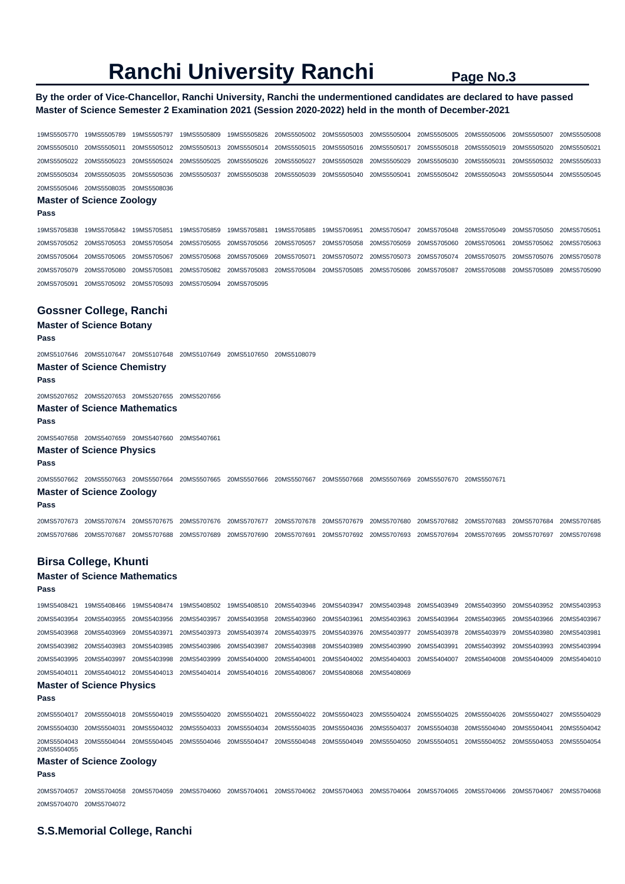# Ranchi University Ranchi

**By the order of Vice-Chancellor, Ranchi University, Ranchi the undermentioned candidates are declared to have passed Master of Science Semester 2 Examination 2021 (Session 2020-2022) held in the month of December-2021**

19MS5505770 19MS5505789 19MS5505797 19MS5505809 19MS5505826 20MS5505002 20MS5505003 20MS5505004 20MS5505005 20MS5505006 20MS5505007 20MS5505008 20MS5505010 20MS5505011 20MS5505012 20MS5505013 20MS5505014 20MS5505015 20MS5505016 20MS5505017 20MS5505018 20MS5505019 20MS5505020 20MS5505021 20MS5505022 20MS5505023 20MS5505024 20MS5505025 20MS5505026 20MS5505027 20MS5505028 20MS5505029 20MS5505030 20MS5505031 20MS5505032 20MS5505033 20MS5505034 20MS5505035 20MS5505036 20MS5505037 20MS5505038 20MS5505039 20MS5505040 20MS5505041 20MS5505042 20MS5505043 20MS5505044 20MS5505045 20MS5505046 20MS5508035 20MS5508036

### Master of Science Zoology

**Pass**

19MS5705838 19MS5705842 19MS5705851 19MS5705859 19MS5705881 19MS5705885 19MS5706951 20MS5705047 20MS5705048 20MS5705049 20MS5705050 20MS5705051 20MS5705052 20MS5705053 20MS5705054 20MS5705055 20MS5705056 20MS5705057 20MS5705058 20MS5705059 20MS5705060 20MS5705061 20MS5705062 20MS5705063 20MS5705064 20MS5705065 20MS5705067 20MS5705068 20MS5705069 20MS5705071 20MS5705072 20MS5705073 20MS5705074 20MS5705075 20MS5705076 20MS5705078 20MS5705079 20MS5705080 20MS5705081 20MS5705082 20MS5705083 20MS5705084 20MS5705085 20MS5705086 20MS5705087 20MS5705088 20MS5705089 20MS5705090 20MS5705091 20MS5705092 20MS5705093 20MS5705094 20MS5705095

## Gossner College, Ranchi

### Master of Science Botany

**Pass**

20MS5107646 20MS5107647 20MS5107648 20MS5107649 20MS5107650 20MS5108079

### Master of Science Chemistry

**Pass**

20MS5207652 20MS5207653 20MS5207655 20MS5207656

### Master of Science Mathematics

**Pass**

20MS5407658 20MS5407659 20MS5407660 20MS5407661

### Master of Science Physics

**Pass**

20MS5507662 20MS5507663 20MS5507664 20MS5507665 20MS5507666 20MS5507667 20MS5507668 20MS5507669 20MS5507670 20MS5507671

### Master of Science Zoology

**Pass**

20MS5707673 20MS5707674 20MS5707675 20MS5707676 20MS5707677 20MS5707678 20MS5707679 20MS5707680 20MS5707682 20MS5707683 20MS5707684 20MS5707685 20MS5707686 20MS5707687 20MS5707688 20MS5707689 20MS5707690 20MS5707691 20MS5707692 20MS5707693 20MS5707694 20MS5707695 20MS5707697 20MS5707698

## Birsa College, Khunti

### Master of Science Mathematics

**Pass**

19MS5408421 19MS5408466 19MS5408474 19MS5408502 19MS5408510 20MS5403946 20MS5403947 20MS5403948 20MS5403949 20MS5403950 20MS5403952 20MS5403953 20MS5403954 20MS5403955 20MS5403956 20MS5403957 20MS5403958 20MS5403960 20MS5403961 20MS5403963 20MS5403964 20MS5403965 20MS5403966 20MS5403967 20MS5403968 20MS5403969 20MS5403971 20MS5403973 20MS5403974 20MS5403975 20MS5403976 20MS5403977 20MS5403978 20MS5403979 20MS5403980 20MS5403981 20MS5403982 20MS5403983 20MS5403985 20MS5403986 20MS5403987 20MS5403988 20MS5403989 20MS5403990 20MS5403991 20MS5403992 20MS5403993 20MS5403994 20MS5403995 20MS5403997 20MS5403998 20MS5403999 20MS5404000 20MS5404001 20MS5404002 20MS5404003 20MS5404007 20MS5404008 20MS5404009 20MS5404010 20MS5404011 20MS5404012 20MS5404013 20MS5404014 20MS5404016 20MS5408067 20MS5408068 20MS5408069

### Master of Science Physics

**Pass**

20MS5504017 20MS5504018 20MS5504019 20MS5504020 20MS5504021 20MS5504022 20MS5504023 20MS5504024 20MS5504025 20MS5504026 20MS5504027 20MS5504029 20MS5504030 20MS5504031 20MS5504032 20MS5504033 20MS5504034 20MS5504035 20MS5504036 20MS5504037 20MS5504038 20MS5504040 20MS5504041 20MS5504042 20MS5504043 20MS5504044 20MS5504045 20MS5504046 20MS5504047 20MS5504048 20MS5504049 20MS5504050 20MS5504051 20MS5504052 20MS5504053 20MS5504054 20MS5504055

### Master of Science Zoology

**Pass**

20MS5704057 20MS5704058 20MS5704059 20MS5704060 20MS5704061 20MS5704062 20MS5704063 20MS5704064 20MS5704065 20MS5704066 20MS5704067 20MS5704068 20MS5704070 20MS5704072

## S.S.Memorial College, Ranchi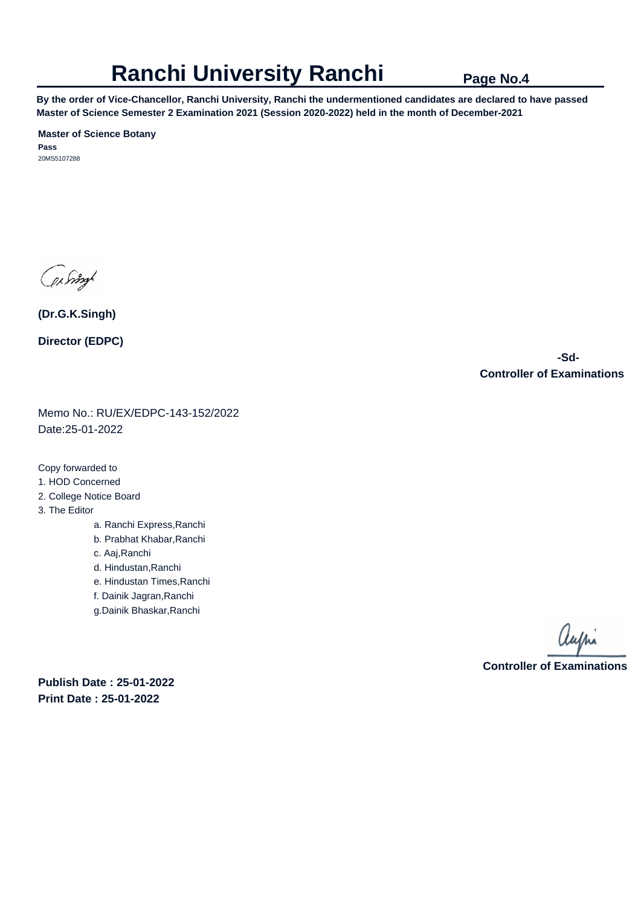# Ranchi University Ranchi

**By the order of Vice-Chancellor, Ranchi University, Ranchi the undermentioned candidates are declared to have passed Master of Science Semester 2 Examination 2021 (Session 2020-2022) held in the month of December-2021**

**Master of Science Botany**

**Pass**

20MS5107288

**(Dr.G.K.Singh)**

**Director (EDPC)**

**-Sd-**

**Controller of Examinations**

Memo No.: RU/EX/EDPC-143-152/2022

Date:25-01-2022

Copy forwarded to

1. HOD Concerned
2. College Notice Board
3. The Editor
    - a. Ranchi Express,Ranchi
    - b. Prabhat Khabar,Ranchi
    - c. Aaj,Ranchi
    - d. Hindustan,Ranchi
    - e. Hindustan Times,Ranchi
    - f. Dainik Jagran,Ranchi
    - g.Dainik Bhaskar,Ranchi

**Controller of Examinations**

**Publish Date : 25-01-2022**

**Print Date : 25-01-2022**